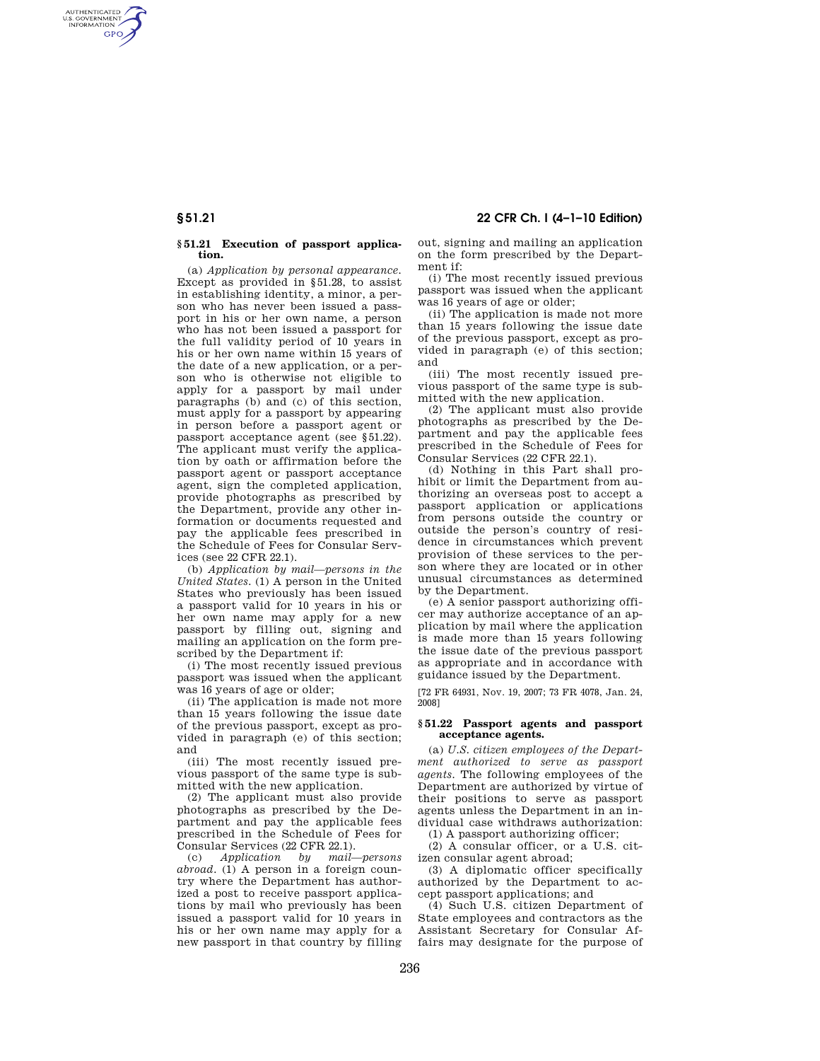### § 51.21 Execution of passport application.

(a) *Application by personal appearance.* Except as provided in §51.28, to assist in establishing identity, a minor, a person who has never been issued a passport in his or her own name, a person who has not been issued a passport for the full validity period of 10 years in his or her own name within 15 years of the date of a new application, or a person who is otherwise not eligible to apply for a passport by mail under paragraphs (b) and (c) of this section, must apply for a passport by appearing in person before a passport agent or passport acceptance agent (see §51.22). The applicant must verify the application by oath or affirmation before the passport agent or passport acceptance agent, sign the completed application, provide photographs as prescribed by the Department, provide any other information or documents requested and pay the applicable fees prescribed in the Schedule of Fees for Consular Services (see 22 CFR 22.1).

(b) *Application by mail—persons in the United States.* (1) A person in the United States who previously has been issued a passport valid for 10 years in his or her own name may apply for a new passport by filling out, signing and mailing an application on the form prescribed by the Department if:

(i) The most recently issued previous passport was issued when the applicant was 16 years of age or older;

(ii) The application is made not more than 15 years following the issue date of the previous passport, except as provided in paragraph (e) of this section; and

(iii) The most recently issued previous passport of the same type is submitted with the new application.

(2) The applicant must also provide photographs as prescribed by the Department and pay the applicable fees prescribed in the Schedule of Fees for Consular Services (22 CFR 22.1).

(c) *Application by mail—persons abroad.* (1) A person in a foreign country where the Department has authorized a post to receive passport applications by mail who previously has been issued a passport valid for 10 years in his or her own name may apply for a new passport in that country by filling out, signing and mailing an application on the form prescribed by the Department if:

(i) The most recently issued previous passport was issued when the applicant was 16 years of age or older;

(ii) The application is made not more than 15 years following the issue date of the previous passport, except as provided in paragraph (e) of this section; and

(iii) The most recently issued previous passport of the same type is submitted with the new application.

(2) The applicant must also provide photographs as prescribed by the Department and pay the applicable fees prescribed in the Schedule of Fees for Consular Services (22 CFR 22.1).

(d) Nothing in this Part shall prohibit or limit the Department from authorizing an overseas post to accept a passport application or applications from persons outside the country or outside the person's country of residence in circumstances which prevent provision of these services to the person where they are located or in other unusual circumstances as determined by the Department.

(e) A senior passport authorizing officer may authorize acceptance of an application by mail where the application is made more than 15 years following the issue date of the previous passport as appropriate and in accordance with guidance issued by the Department.

[72 FR 64931, Nov. 19, 2007; 73 FR 4078, Jan. 24, 2008]

### § 51.22 Passport agents and passport acceptance agents.

(a) *U.S. citizen employees of the Department authorized to serve as passport agents.* The following employees of the Department are authorized by virtue of their positions to serve as passport agents unless the Department in an individual case withdraws authorization:

(1) A passport authorizing officer;

(2) A consular officer, or a U.S. citizen consular agent abroad;

(3) A diplomatic officer specifically authorized by the Department to accept passport applications; and

(4) Such U.S. citizen Department of State employees and contractors as the Assistant Secretary for Consular Affairs may designate for the purpose of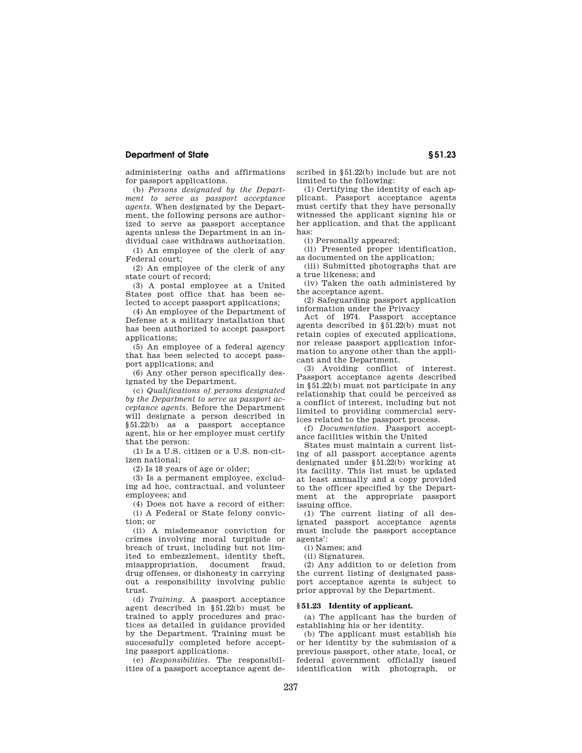administering oaths and affirmations for passport applications.

(b) *Persons designated by the Department to serve as passport acceptance agents.* When designated by the Department, the following persons are authorized to serve as passport acceptance agents unless the Department in an individual case withdraws authorization.

(1) An employee of the clerk of any Federal court;

(2) An employee of the clerk of any state court of record;

(3) A postal employee at a United States post office that has been selected to accept passport applications;

(4) An employee of the Department of Defense at a military installation that has been authorized to accept passport applications;

(5) An employee of a federal agency that has been selected to accept passport applications; and

(6) Any other person specifically designated by the Department.

(c) *Qualifications of persons designated by the Department to serve as passport acceptance agents.* Before the Department will designate a person described in §51.22(b) as a passport acceptance agent, his or her employer must certify that the person:

(1) Is a U.S. citizen or a U.S. non-citizen national;

(2) Is 18 years of age or older;

(3) Is a permanent employee, excluding ad hoc, contractual, and volunteer employees; and

(4) Does not have a record of either:

(i) A Federal or State felony conviction; or

(ii) A misdemeanor conviction for crimes involving moral turpitude or breach of trust, including but not limited to embezzlement, identity theft, misappropriation, document fraud, drug offenses, or dishonesty in carrying out a responsibility involving public trust.

(d) *Training.* A passport acceptance agent described in §51.22(b) must be trained to apply procedures and practices as detailed in guidance provided by the Department. Training must be successfully completed before accepting passport applications.

(e) *Responsibilities.* The responsibilities of a passport acceptance agent described in §51.22(b) include but are not limited to the following:

(1) Certifying the identity of each applicant. Passport acceptance agents must certify that they have personally witnessed the applicant signing his or her application, and that the applicant has:

(i) Personally appeared;

(ii) Presented proper identification, as documented on the application;

(iii) Submitted photographs that are a true likeness; and

(iv) Taken the oath administered by the acceptance agent.

(2) Safeguarding passport application information under the Privacy Act of 1974. Passport acceptance agents described in §51.22(b) must not retain copies of executed applications, nor release passport application information to anyone other than the applicant and the Department.

(3) Avoiding conflict of interest. Passport acceptance agents described in §51.22(b) must not participate in any relationship that could be perceived as a conflict of interest, including but not limited to providing commercial services related to the passport process.

(f) *Documentation.* Passport acceptance facilities within the United States must maintain a current listing of all passport acceptance agents designated under §51.22(b) working at its facility. This list must be updated at least annually and a copy provided to the officer specified by the Department at the appropriate passport issuing office.

(1) The current listing of all designated passport acceptance agents must include the passport acceptance agents':

(i) Names; and

(ii) Signatures.

(2) Any addition to or deletion from the current listing of designated passport acceptance agents is subject to prior approval by the Department.

## §51.23 Identity of applicant.

(a) The applicant has the burden of establishing his or her identity.

(b) The applicant must establish his or her identity by the submission of a previous passport, other state, local, or federal government officially issued identification with photograph, or